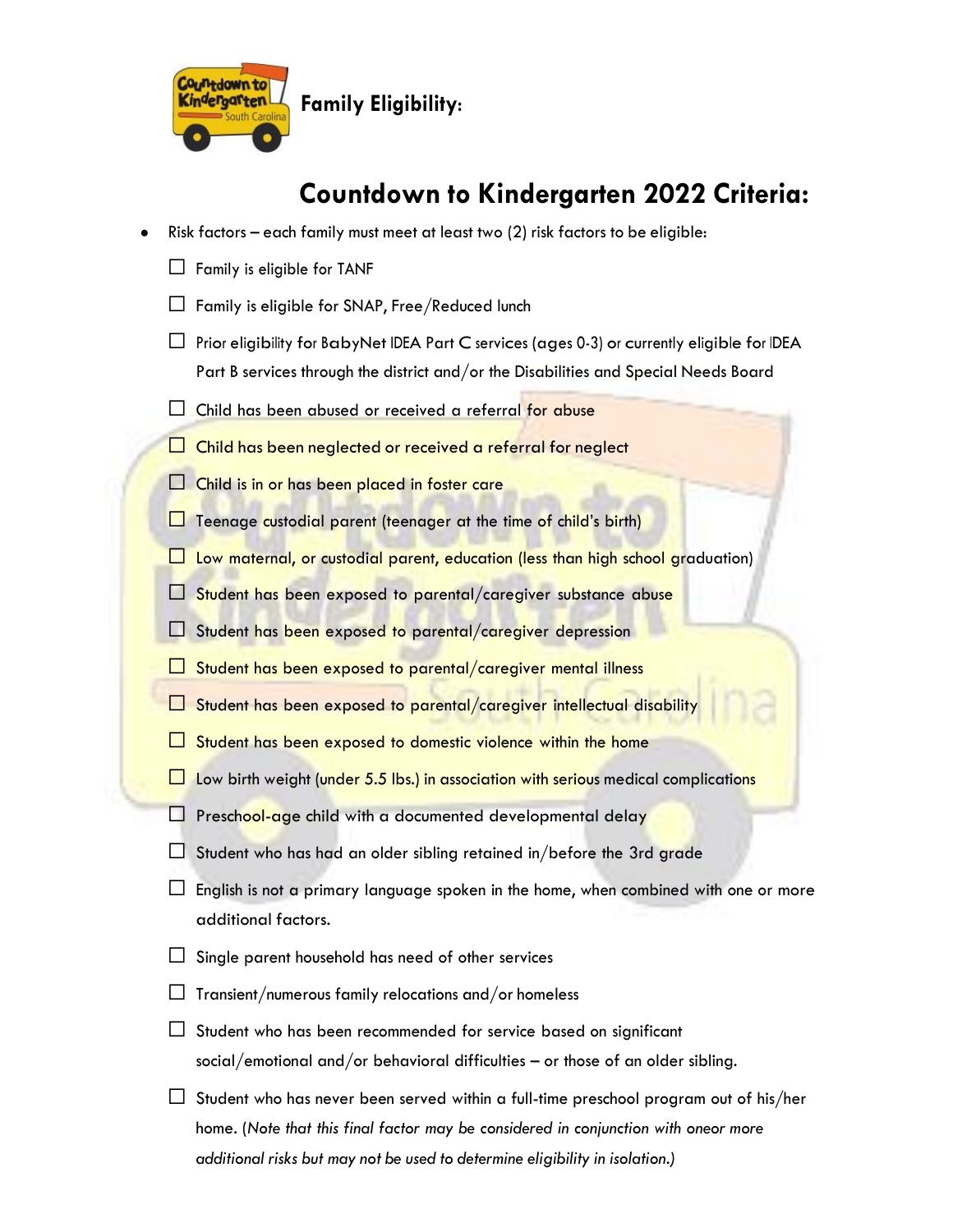**Family Eligibility:**

# Countdown to Kindergarten 2022 Criteria:

- Risk factors – each family must meet at least two (2) risk factors to be eligible:
  - ☐ Family is eligible for TANF
  - ☐ Family is eligible for SNAP, Free/Reduced lunch
  - ☐ Prior eligibility for BabyNet IDEA Part C services (ages 0-3) or currently eligible for IDEA Part B services through the district and/or the Disabilities and Special Needs Board
  - ☐ Child has been abused or received a referral for abuse
  - ☐ Child has been neglected or received a referral for neglect
  - ☐ Child is in or has been placed in foster care
  - ☐ Teenage custodial parent (teenager at the time of child's birth)
  - ☐ Low maternal, or custodial parent, education (less than high school graduation)
  - ☐ Student has been exposed to parental/caregiver substance abuse
  - ☐ Student has been exposed to parental/caregiver depression
  - ☐ Student has been exposed to parental/caregiver mental illness
  - ☐ Student has been exposed to parental/caregiver intellectual disability
  - ☐ Student has been exposed to domestic violence within the home
  - ☐ Low birth weight (under 5.5 lbs.) in association with serious medical complications
  - ☐ Preschool-age child with a documented developmental delay
  - ☐ Student who has had an older sibling retained in/before the 3rd grade
  - ☐ English is not a primary language spoken in the home, when combined with one or more additional factors.
  - ☐ Single parent household has need of other services
  - ☐ Transient/numerous family relocations and/or homeless
  - ☐ Student who has been recommended for service based on significant social/emotional and/or behavioral difficulties – or those of an older sibling.
  - ☐ Student who has never been served within a full-time preschool program out of his/her home. (*Note that this final factor may be considered in conjunction with oneor more additional risks but may not be used to determine eligibility in isolation.)*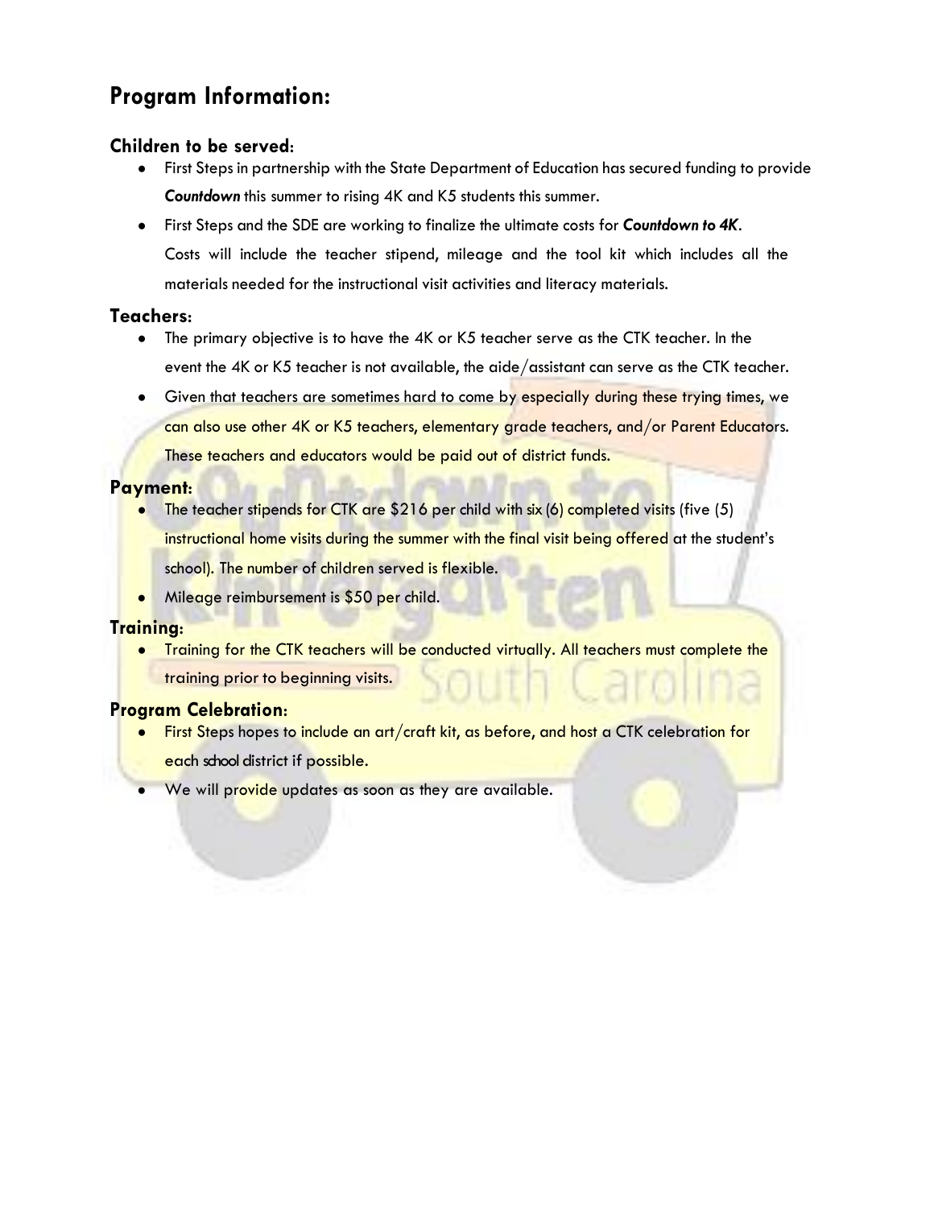## Program Information:

### Children to be served:

- First Steps in partnership with the State Department of Education has secured funding to provide ***Countdown*** this summer to rising 4K and K5 students this summer.
- First Steps and the SDE are working to finalize the ultimate costs for ***Countdown to 4K***. Costs will include the teacher stipend, mileage and the tool kit which includes all the materials needed for the instructional visit activities and literacy materials.

### Teachers:

- The primary objective is to have the 4K or K5 teacher serve as the CTK teacher. In the event the 4K or K5 teacher is not available, the aide/assistant can serve as the CTK teacher.
- Given that teachers are sometimes hard to come by especially during these trying times, we can also use other 4K or K5 teachers, elementary grade teachers, and/or Parent Educators. These teachers and educators would be paid out of district funds.

### Payment:

- The teacher stipends for CTK are $216 per child with six (6) completed visits (five (5) instructional home visits during the summer with the final visit being offered at the student's school). The number of children served is flexible.
- Mileage reimbursement is $50 per child.

### Training:

- Training for the CTK teachers will be conducted virtually. All teachers must complete the training prior to beginning visits.

### Program Celebration:

- First Steps hopes to include an art/craft kit, as before, and host a CTK celebration for each school district if possible.
- We will provide updates as soon as they are available.